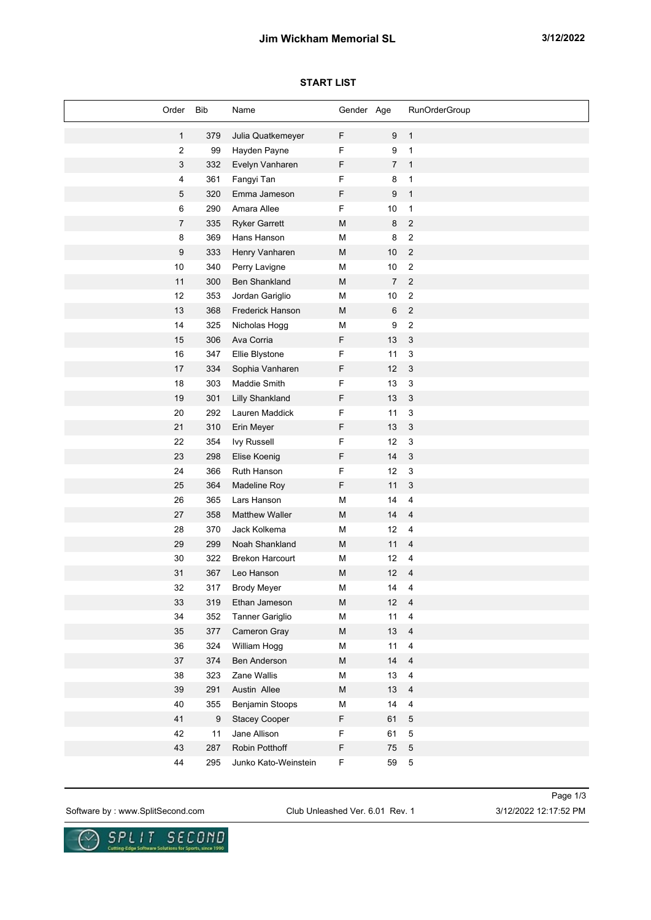# Jim Wickham Memorial SL

3/12/2022

## START LIST

| Order | Bib | Name | Gender | Age | RunOrderGroup |
|---|---|---|---|---|---|
| 1 | 379 | Julia Quatkemeyer | F | 9 | 1 |
| 2 | 99 | Hayden Payne | F | 9 | 1 |
| 3 | 332 | Evelyn Vanharen | F | 7 | 1 |
| 4 | 361 | Fangyi Tan | F | 8 | 1 |
| 5 | 320 | Emma Jameson | F | 9 | 1 |
| 6 | 290 | Amara Allee | F | 10 | 1 |
| 7 | 335 | Ryker Garrett | M | 8 | 2 |
| 8 | 369 | Hans Hanson | M | 8 | 2 |
| 9 | 333 | Henry Vanharen | M | 10 | 2 |
| 10 | 340 | Perry Lavigne | M | 10 | 2 |
| 11 | 300 | Ben Shankland | M | 7 | 2 |
| 12 | 353 | Jordan Gariglio | M | 10 | 2 |
| 13 | 368 | Frederick Hanson | M | 6 | 2 |
| 14 | 325 | Nicholas Hogg | M | 9 | 2 |
| 15 | 306 | Ava Corria | F | 13 | 3 |
| 16 | 347 | Ellie Blystone | F | 11 | 3 |
| 17 | 334 | Sophia Vanharen | F | 12 | 3 |
| 18 | 303 | Maddie Smith | F | 13 | 3 |
| 19 | 301 | Lilly Shankland | F | 13 | 3 |
| 20 | 292 | Lauren Maddick | F | 11 | 3 |
| 21 | 310 | Erin Meyer | F | 13 | 3 |
| 22 | 354 | Ivy Russell | F | 12 | 3 |
| 23 | 298 | Elise Koenig | F | 14 | 3 |
| 24 | 366 | Ruth Hanson | F | 12 | 3 |
| 25 | 364 | Madeline Roy | F | 11 | 3 |
| 26 | 365 | Lars Hanson | M | 14 | 4 |
| 27 | 358 | Matthew Waller | M | 14 | 4 |
| 28 | 370 | Jack Kolkema | M | 12 | 4 |
| 29 | 299 | Noah Shankland | M | 11 | 4 |
| 30 | 322 | Brekon Harcourt | M | 12 | 4 |
| 31 | 367 | Leo Hanson | M | 12 | 4 |
| 32 | 317 | Brody Meyer | M | 14 | 4 |
| 33 | 319 | Ethan Jameson | M | 12 | 4 |
| 34 | 352 | Tanner Gariglio | M | 11 | 4 |
| 35 | 377 | Cameron Gray | M | 13 | 4 |
| 36 | 324 | William Hogg | M | 11 | 4 |
| 37 | 374 | Ben Anderson | M | 14 | 4 |
| 38 | 323 | Zane Wallis | M | 13 | 4 |
| 39 | 291 | Austin Allee | M | 13 | 4 |
| 40 | 355 | Benjamin Stoops | M | 14 | 4 |
| 41 | 9 | Stacey Cooper | F | 61 | 5 |
| 42 | 11 | Jane Allison | F | 61 | 5 |
| 43 | 287 | Robin Potthoff | F | 75 | 5 |
| 44 | 295 | Junko Kato-Weinstein | F | 59 | 5 |

Software by : www.SplitSecond.com Club Unleashed Ver. 6.01 Rev. 1 3/12/2022 12:17:52 PM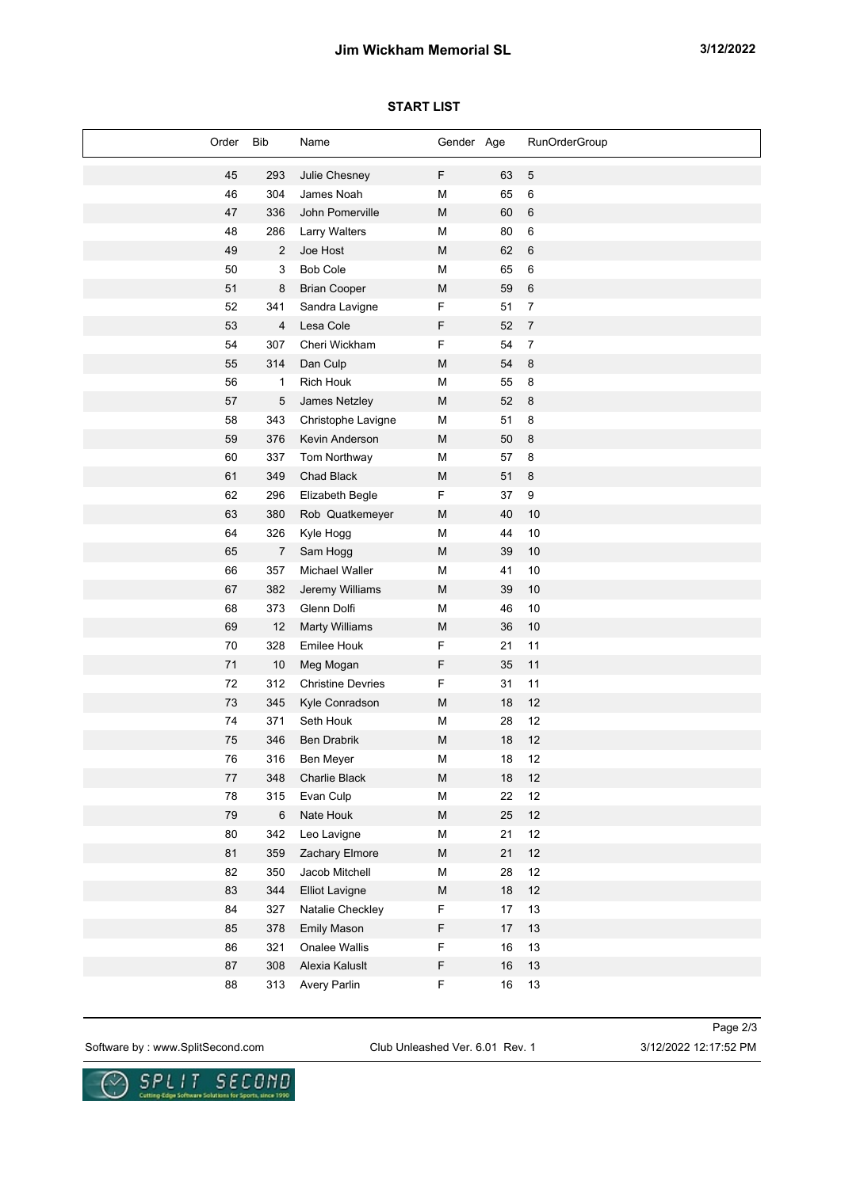# Jim Wickham Memorial SL

3/12/2022

## START LIST

| Order | Bib | Name | Gender | Age | RunOrderGroup |
|---|---|---|---|---|---|
| 45 | 293 | Julie Chesney | F | 63 | 5 |
| 46 | 304 | James Noah | M | 65 | 6 |
| 47 | 336 | John Pomerville | M | 60 | 6 |
| 48 | 286 | Larry Walters | M | 80 | 6 |
| 49 | 2 | Joe Host | M | 62 | 6 |
| 50 | 3 | Bob Cole | M | 65 | 6 |
| 51 | 8 | Brian Cooper | M | 59 | 6 |
| 52 | 341 | Sandra Lavigne | F | 51 | 7 |
| 53 | 4 | Lesa Cole | F | 52 | 7 |
| 54 | 307 | Cheri Wickham | F | 54 | 7 |
| 55 | 314 | Dan Culp | M | 54 | 8 |
| 56 | 1 | Rich Houk | M | 55 | 8 |
| 57 | 5 | James Netzley | M | 52 | 8 |
| 58 | 343 | Christophe Lavigne | M | 51 | 8 |
| 59 | 376 | Kevin Anderson | M | 50 | 8 |
| 60 | 337 | Tom Northway | M | 57 | 8 |
| 61 | 349 | Chad Black | M | 51 | 8 |
| 62 | 296 | Elizabeth Begle | F | 37 | 9 |
| 63 | 380 | Rob Quatkemeyer | M | 40 | 10 |
| 64 | 326 | Kyle Hogg | M | 44 | 10 |
| 65 | 7 | Sam Hogg | M | 39 | 10 |
| 66 | 357 | Michael Waller | M | 41 | 10 |
| 67 | 382 | Jeremy Williams | M | 39 | 10 |
| 68 | 373 | Glenn Dolfi | M | 46 | 10 |
| 69 | 12 | Marty Williams | M | 36 | 10 |
| 70 | 328 | Emilee Houk | F | 21 | 11 |
| 71 | 10 | Meg Mogan | F | 35 | 11 |
| 72 | 312 | Christine Devries | F | 31 | 11 |
| 73 | 345 | Kyle Conradson | M | 18 | 12 |
| 74 | 371 | Seth Houk | M | 28 | 12 |
| 75 | 346 | Ben Drabrik | M | 18 | 12 |
| 76 | 316 | Ben Meyer | M | 18 | 12 |
| 77 | 348 | Charlie Black | M | 18 | 12 |
| 78 | 315 | Evan Culp | M | 22 | 12 |
| 79 | 6 | Nate Houk | M | 25 | 12 |
| 80 | 342 | Leo Lavigne | M | 21 | 12 |
| 81 | 359 | Zachary Elmore | M | 21 | 12 |
| 82 | 350 | Jacob Mitchell | M | 28 | 12 |
| 83 | 344 | Elliot Lavigne | M | 18 | 12 |
| 84 | 327 | Natalie Checkley | F | 17 | 13 |
| 85 | 378 | Emily Mason | F | 17 | 13 |
| 86 | 321 | Onalee Wallis | F | 16 | 13 |
| 87 | 308 | Alexia Kaluslt | F | 16 | 13 |
| 88 | 313 | Avery Parlin | F | 16 | 13 |

Software by : www.SplitSecond.com    Club Unleashed Ver. 6.01 Rev. 1    3/12/2022 12:17:52 PM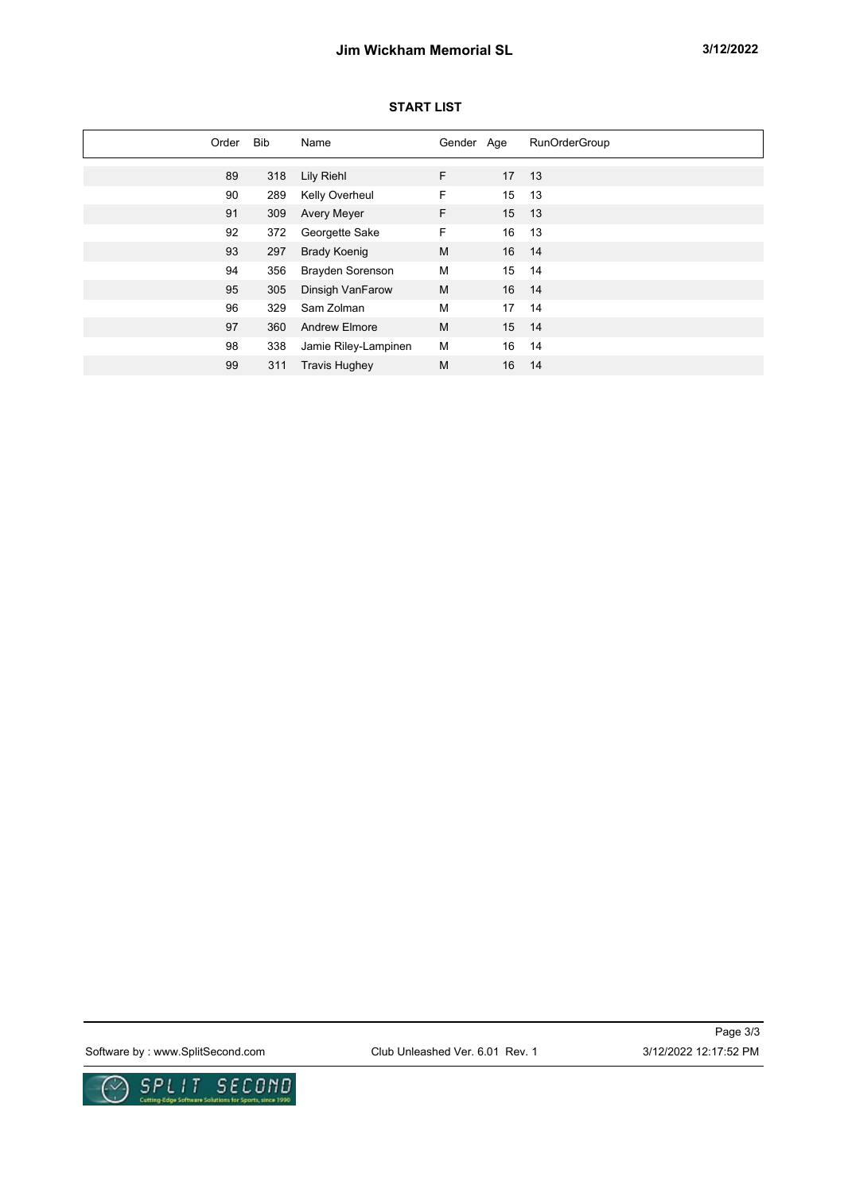# Jim Wickham Memorial SL

3/12/2022

## START LIST

| Order | Bib | Name | Gender | Age | RunOrderGroup |
|---|---|---|---|---|---|
| 89 | 318 | Lily Riehl | F | 17 | 13 |
| 90 | 289 | Kelly Overheul | F | 15 | 13 |
| 91 | 309 | Avery Meyer | F | 15 | 13 |
| 92 | 372 | Georgette Sake | F | 16 | 13 |
| 93 | 297 | Brady Koenig | M | 16 | 14 |
| 94 | 356 | Brayden Sorenson | M | 15 | 14 |
| 95 | 305 | Dinsigh VanFarow | M | 16 | 14 |
| 96 | 329 | Sam Zolman | M | 17 | 14 |
| 97 | 360 | Andrew Elmore | M | 15 | 14 |
| 98 | 338 | Jamie Riley-Lampinen | M | 16 | 14 |
| 99 | 311 | Travis Hughey | M | 16 | 14 |

Software by : www.SplitSecond.com    Club Unleashed Ver. 6.01 Rev. 1    3/12/2022 12:17:52 PM